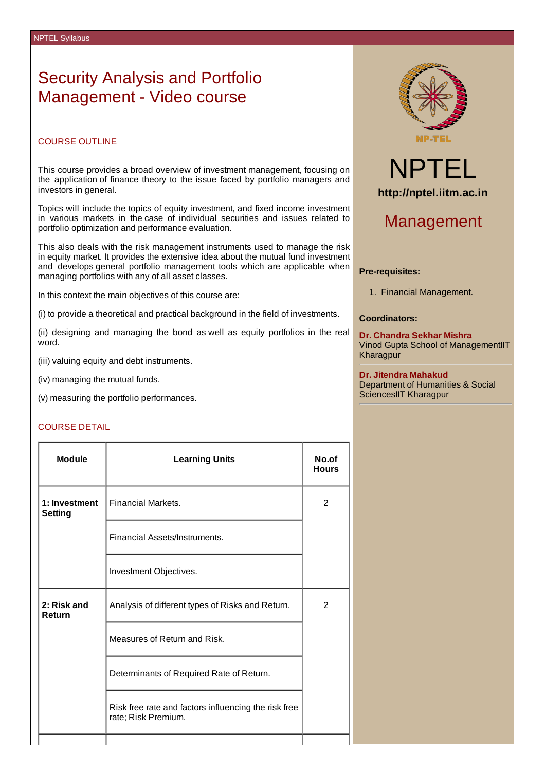# Security Analysis and Portfolio Management - Video course

## COURSE OUTLINE

This course provides a broad overview of investment management, focusing on the application of finance theory to the issue faced by portfolio managers and investors in general.

Topics will include the topics of equity investment, and fixed income investment in various markets in the case of individual securities and issues related to portfolio optimization and performance evaluation.

This also deals with the risk management instruments used to manage the risk in equity market. It provides the extensive idea about the mutual fund investment and develops general portfolio management tools which are applicable when managing portfolios with any of all asset classes.

In this context the main objectives of this course are:

(i) to provide a theoretical and practical background in the field of investments.

(ii) designing and managing the bond as well as equity portfolios in the real word.

(iii) valuing equity and debt instruments.

(iv) managing the mutual funds.

(v) measuring the portfolio performances.

## COURSE DETAIL

| Module | Learning Units | No.of Hours |
|---|---|---|
| **1: Investment Setting** | Financial Markets. | 2 |
| | Financial Assets/Instruments. | |
| | Investment Objectives. | |
| **2: Risk and Return** | Analysis of different types of Risks and Return. | 2 |
| | Measures of Return and Risk. | |
| | Determinants of Required Rate of Return. | |
| | Risk free rate and factors influencing the risk free rate; Risk Premium. | |

NPTEL

http://nptel.iitm.ac.in

## Management

**Pre-requisites:**

1. Financial Management.

**Coordinators:**

**Dr. Chandra Sekhar Mishra**
Vinod Gupta School of ManagementIIT Kharagpur

**Dr. Jitendra Mahakud**
Department of Humanities & Social SciencesIIT Kharagpur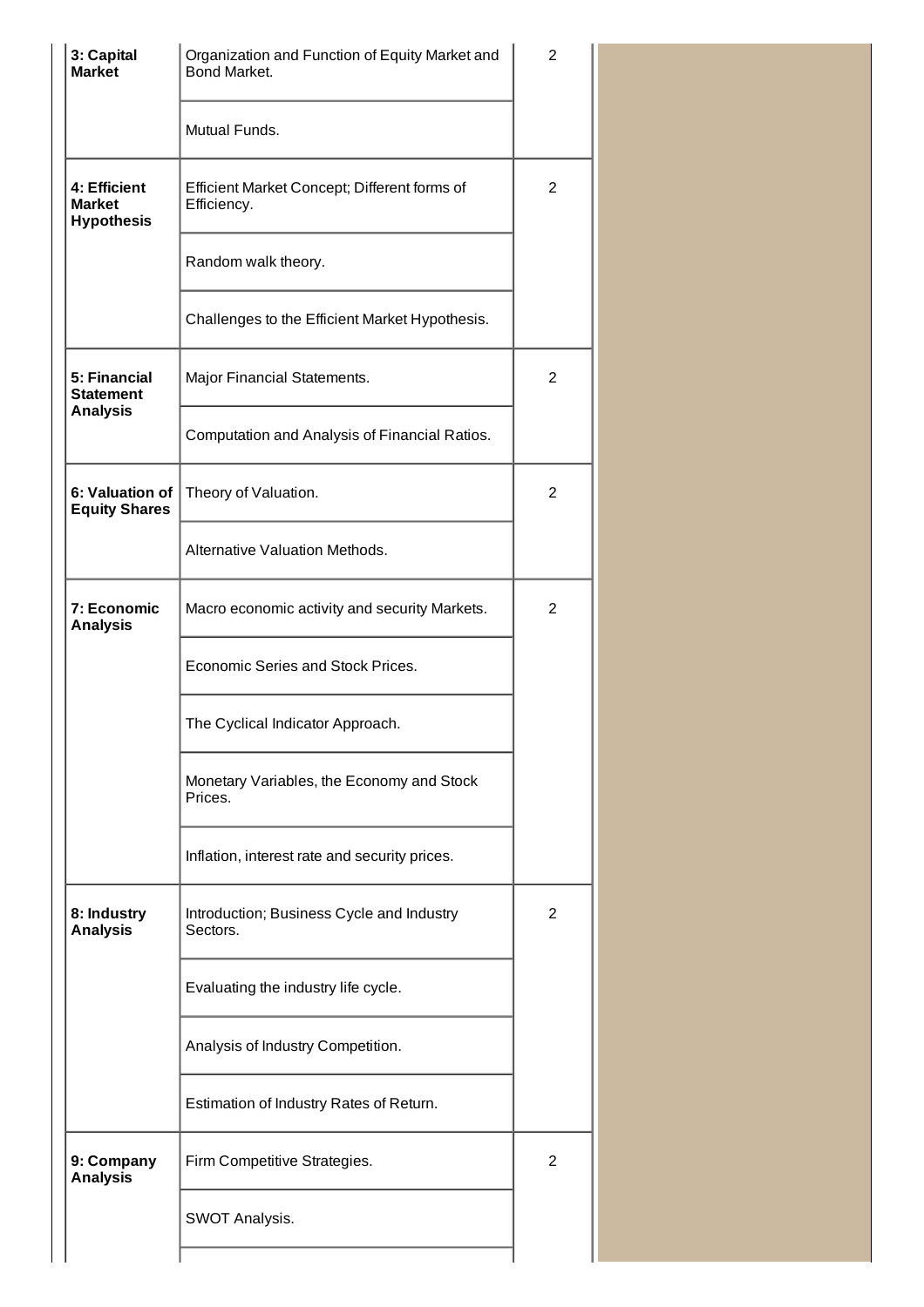| | | |
|---|---|---|
| **3: Capital Market** | Organization and Function of Equity Market and Bond Market. | 2 |
| | Mutual Funds. | |
| **4: Efficient Market Hypothesis** | Efficient Market Concept; Different forms of Efficiency. | 2 |
| | Random walk theory. | |
| | Challenges to the Efficient Market Hypothesis. | |
| **5: Financial Statement Analysis** | Major Financial Statements. | 2 |
| | Computation and Analysis of Financial Ratios. | |
| **6: Valuation of Equity Shares** | Theory of Valuation. | 2 |
| | Alternative Valuation Methods. | |
| **7: Economic Analysis** | Macro economic activity and security Markets. | 2 |
| | Economic Series and Stock Prices. | |
| | The Cyclical Indicator Approach. | |
| | Monetary Variables, the Economy and Stock Prices. | |
| | Inflation, interest rate and security prices. | |
| **8: Industry Analysis** | Introduction; Business Cycle and Industry Sectors. | 2 |
| | Evaluating the industry life cycle. | |
| | Analysis of Industry Competition. | |
| | Estimation of Industry Rates of Return. | |
| **9: Company Analysis** | Firm Competitive Strategies. | 2 |
| | SWOT Analysis. | |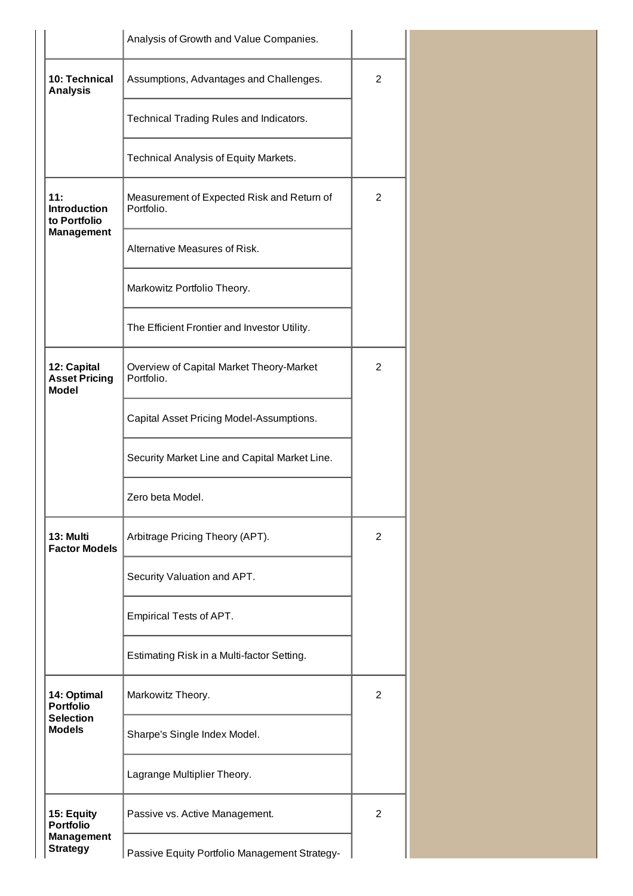| | | |
|---|---|---|
| | Analysis of Growth and Value Companies. | |
| **10: Technical Analysis** | Assumptions, Advantages and Challenges. | 2 |
| | Technical Trading Rules and Indicators. | |
| | Technical Analysis of Equity Markets. | |
| **11: Introduction to Portfolio Management** | Measurement of Expected Risk and Return of Portfolio. | 2 |
| | Alternative Measures of Risk. | |
| | Markowitz Portfolio Theory. | |
| | The Efficient Frontier and Investor Utility. | |
| **12: Capital Asset Pricing Model** | Overview of Capital Market Theory-Market Portfolio. | 2 |
| | Capital Asset Pricing Model-Assumptions. | |
| | Security Market Line and Capital Market Line. | |
| | Zero beta Model. | |
| **13: Multi Factor Models** | Arbitrage Pricing Theory (APT). | 2 |
| | Security Valuation and APT. | |
| | Empirical Tests of APT. | |
| | Estimating Risk in a Multi-factor Setting. | |
| **14: Optimal Portfolio Selection Models** | Markowitz Theory. | 2 |
| | Sharpe's Single Index Model. | |
| | Lagrange Multiplier Theory. | |
| **15: Equity Portfolio Management Strategy** | Passive vs. Active Management. | 2 |
| | Passive Equity Portfolio Management Strategy- | |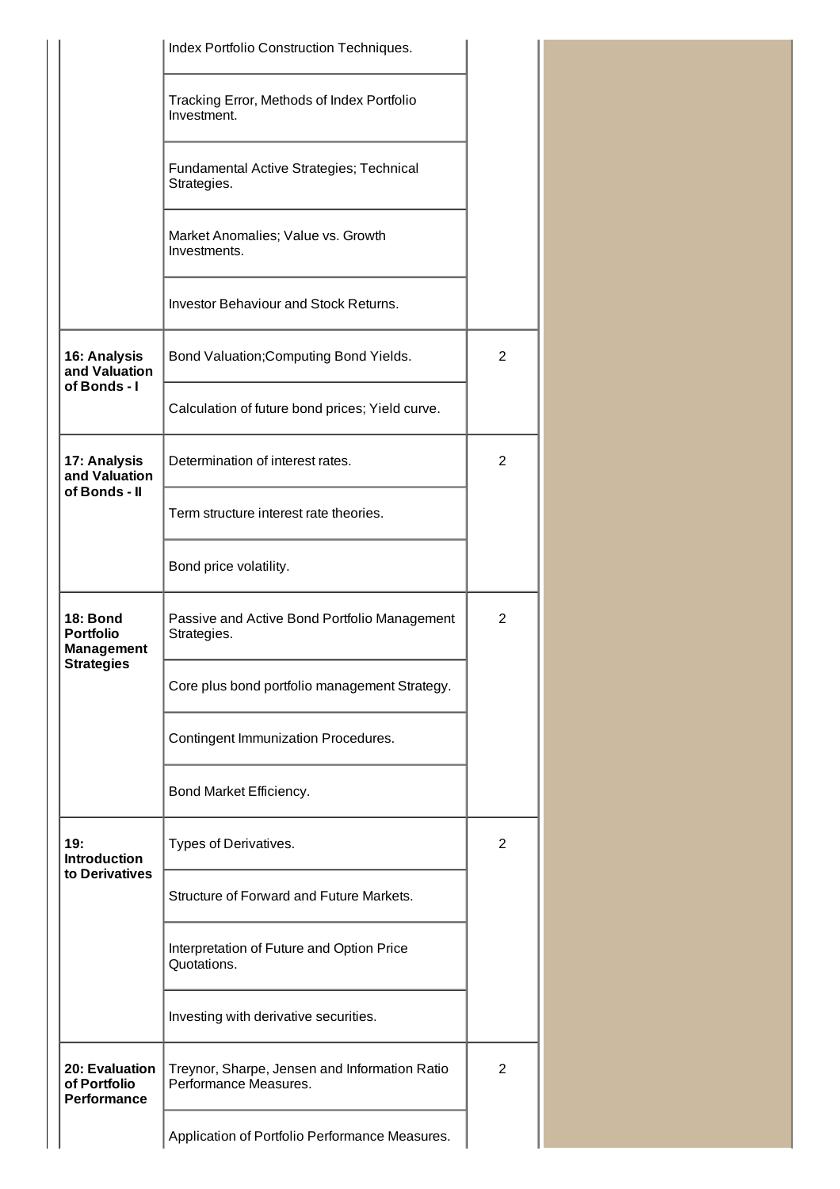| | | |
|---|---|---|
| | Index Portfolio Construction Techniques. | |
| | Tracking Error, Methods of Index Portfolio Investment. | |
| | Fundamental Active Strategies; Technical Strategies. | |
| | Market Anomalies; Value vs. Growth Investments. | |
| | Investor Behaviour and Stock Returns. | |
| **16: Analysis and Valuation of Bonds - I** | Bond Valuation;Computing Bond Yields. | 2 |
| | Calculation of future bond prices; Yield curve. | |
| **17: Analysis and Valuation of Bonds - II** | Determination of interest rates. | 2 |
| | Term structure interest rate theories. | |
| | Bond price volatility. | |
| **18: Bond Portfolio Management Strategies** | Passive and Active Bond Portfolio Management Strategies. | 2 |
| | Core plus bond portfolio management Strategy. | |
| | Contingent Immunization Procedures. | |
| | Bond Market Efficiency. | |
| **19: Introduction to Derivatives** | Types of Derivatives. | 2 |
| | Structure of Forward and Future Markets. | |
| | Interpretation of Future and Option Price Quotations. | |
| | Investing with derivative securities. | |
| **20: Evaluation of Portfolio Performance** | Treynor, Sharpe, Jensen and Information Ratio Performance Measures. | 2 |
| | Application of Portfolio Performance Measures. | |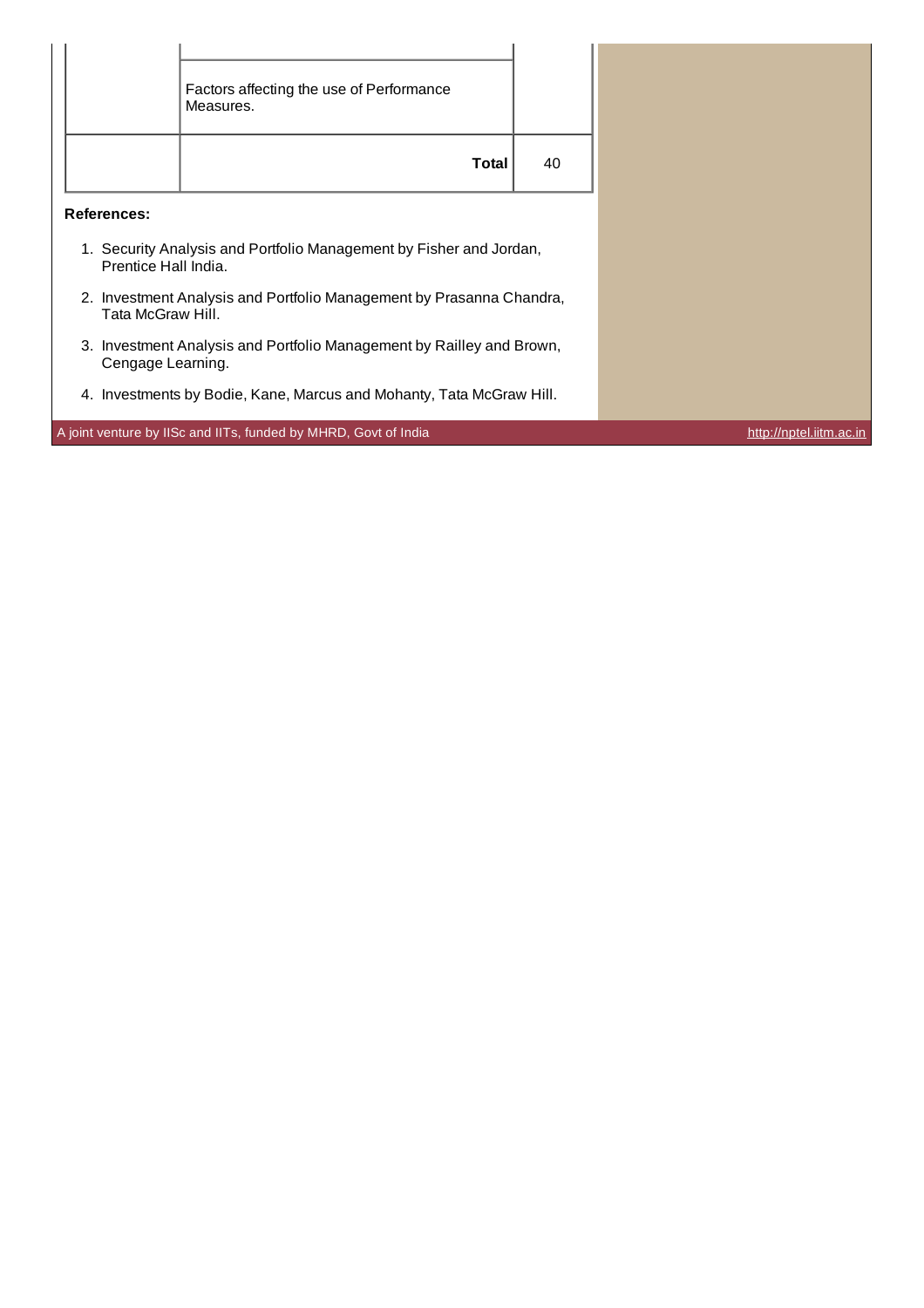| | | |
|---|---|---|
| | Factors affecting the use of Performance Measures. | |
| | **Total** | 40 |

**References:**

1. Security Analysis and Portfolio Management by Fisher and Jordan, Prentice Hall India.
2. Investment Analysis and Portfolio Management by Prasanna Chandra, Tata McGraw Hill.
3. Investment Analysis and Portfolio Management by Railley and Brown, Cengage Learning.
4. Investments by Bodie, Kane, Marcus and Mohanty, Tata McGraw Hill.